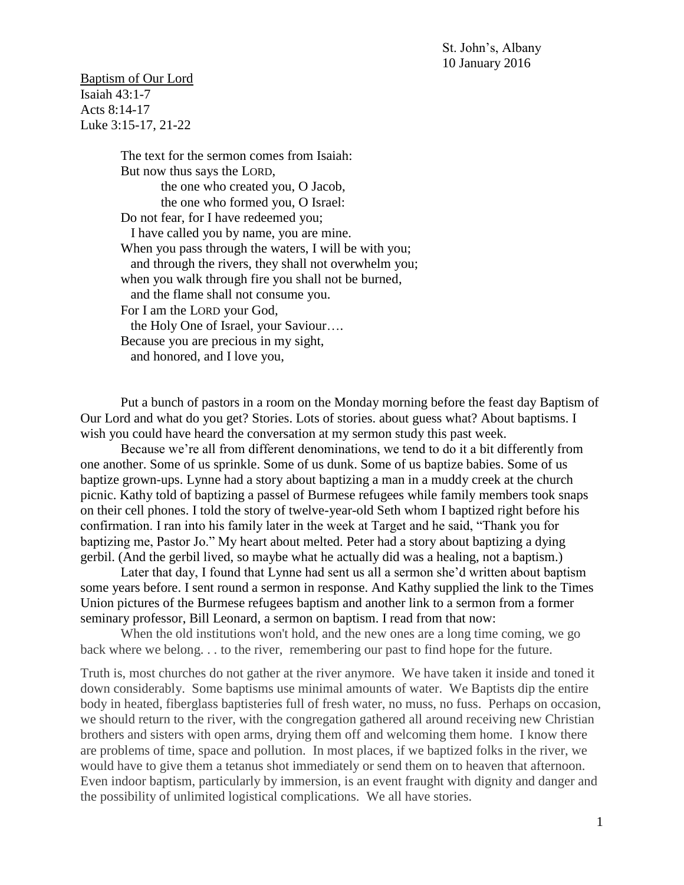St. John's, Albany
10 January 2016

Baptism of Our Lord
Isaiah 43:1-7
Acts 8:14-17
Luke 3:15-17, 21-22

> The text for the sermon comes from Isaiah:
> But now thus says the LORD,
> the one who created you, O Jacob,
> the one who formed you, O Israel:
> Do not fear, for I have redeemed you;
> I have called you by name, you are mine.
> When you pass through the waters, I will be with you;
> and through the rivers, they shall not overwhelm you;
> when you walk through fire you shall not be burned,
> and the flame shall not consume you.
> For I am the LORD your God,
> the Holy One of Israel, your Saviour….
> Because you are precious in my sight,
> and honored, and I love you,

Put a bunch of pastors in a room on the Monday morning before the feast day Baptism of Our Lord and what do you get? Stories. Lots of stories. about guess what? About baptisms. I wish you could have heard the conversation at my sermon study this past week.

Because we're all from different denominations, we tend to do it a bit differently from one another. Some of us sprinkle. Some of us dunk. Some of us baptize babies. Some of us baptize grown-ups. Lynne had a story about baptizing a man in a muddy creek at the church picnic. Kathy told of baptizing a passel of Burmese refugees while family members took snaps on their cell phones. I told the story of twelve-year-old Seth whom I baptized right before his confirmation. I ran into his family later in the week at Target and he said, "Thank you for baptizing me, Pastor Jo." My heart about melted. Peter had a story about baptizing a dying gerbil. (And the gerbil lived, so maybe what he actually did was a healing, not a baptism.)

Later that day, I found that Lynne had sent us all a sermon she'd written about baptism some years before. I sent round a sermon in response. And Kathy supplied the link to the Times Union pictures of the Burmese refugees baptism and another link to a sermon from a former seminary professor, Bill Leonard, a sermon on baptism. I read from that now:

When the old institutions won't hold, and the new ones are a long time coming, we go back where we belong. . . to the river, remembering our past to find hope for the future.

Truth is, most churches do not gather at the river anymore. We have taken it inside and toned it down considerably. Some baptisms use minimal amounts of water. We Baptists dip the entire body in heated, fiberglass baptisteries full of fresh water, no muss, no fuss. Perhaps on occasion, we should return to the river, with the congregation gathered all around receiving new Christian brothers and sisters with open arms, drying them off and welcoming them home. I know there are problems of time, space and pollution. In most places, if we baptized folks in the river, we would have to give them a tetanus shot immediately or send them on to heaven that afternoon. Even indoor baptism, particularly by immersion, is an event fraught with dignity and danger and the possibility of unlimited logistical complications. We all have stories.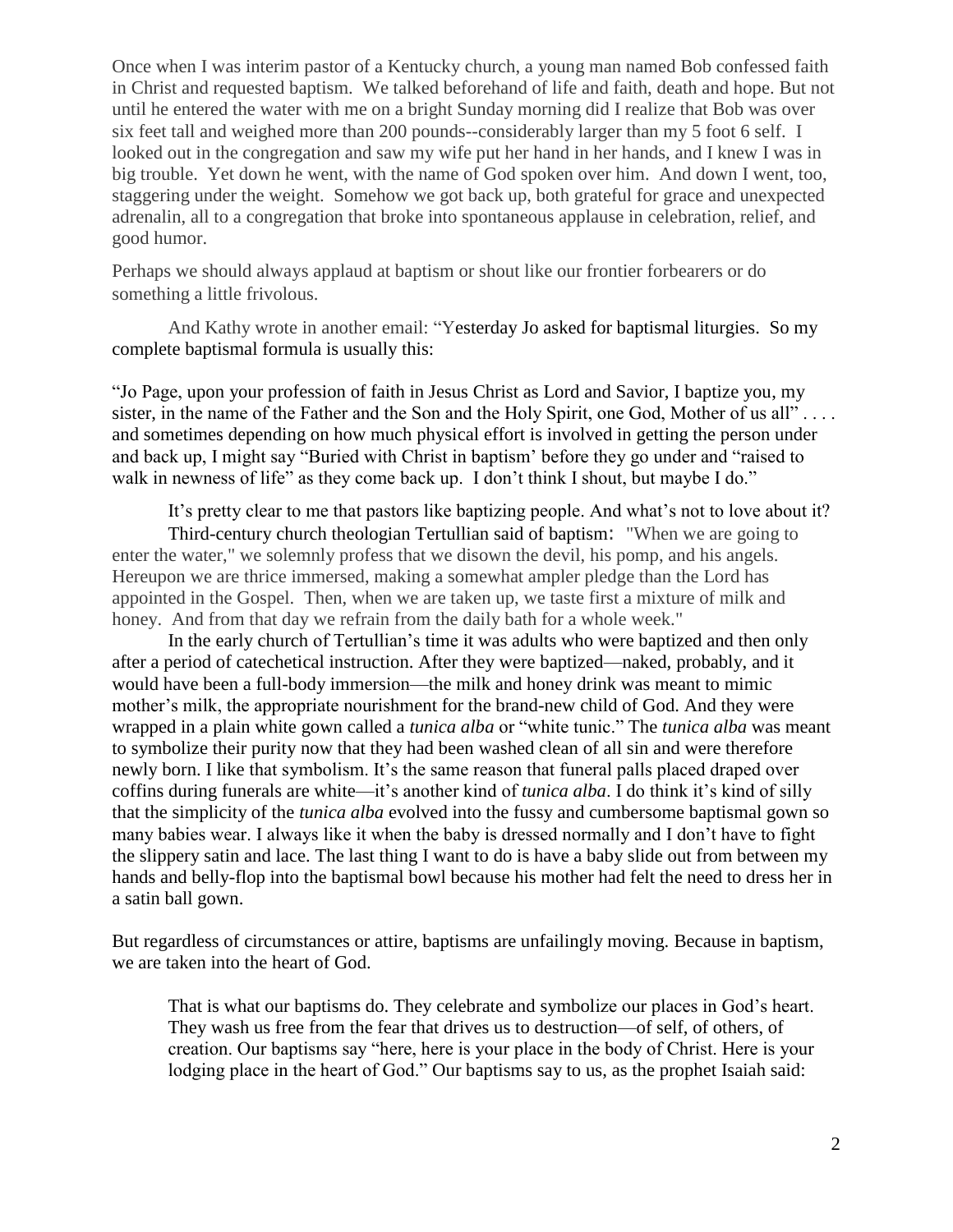Once when I was interim pastor of a Kentucky church, a young man named Bob confessed faith in Christ and requested baptism. We talked beforehand of life and faith, death and hope. But not until he entered the water with me on a bright Sunday morning did I realize that Bob was over six feet tall and weighed more than 200 pounds--considerably larger than my 5 foot 6 self. I looked out in the congregation and saw my wife put her hand in her hands, and I knew I was in big trouble. Yet down he went, with the name of God spoken over him. And down I went, too, staggering under the weight. Somehow we got back up, both grateful for grace and unexpected adrenalin, all to a congregation that broke into spontaneous applause in celebration, relief, and good humor.

Perhaps we should always applaud at baptism or shout like our frontier forbearers or do something a little frivolous.

And Kathy wrote in another email: "Yesterday Jo asked for baptismal liturgies. So my complete baptismal formula is usually this:

"Jo Page, upon your profession of faith in Jesus Christ as Lord and Savior, I baptize you, my sister, in the name of the Father and the Son and the Holy Spirit, one God, Mother of us all" . . . . and sometimes depending on how much physical effort is involved in getting the person under and back up, I might say "Buried with Christ in baptism' before they go under and "raised to walk in newness of life" as they come back up. I don't think I shout, but maybe I do."

It's pretty clear to me that pastors like baptizing people. And what's not to love about it?

Third-century church theologian Tertullian said of baptism: "When we are going to enter the water," we solemnly profess that we disown the devil, his pomp, and his angels. Hereupon we are thrice immersed, making a somewhat ampler pledge than the Lord has appointed in the Gospel. Then, when we are taken up, we taste first a mixture of milk and honey. And from that day we refrain from the daily bath for a whole week."

In the early church of Tertullian's time it was adults who were baptized and then only after a period of catechetical instruction. After they were baptized—naked, probably, and it would have been a full-body immersion—the milk and honey drink was meant to mimic mother's milk, the appropriate nourishment for the brand-new child of God. And they were wrapped in a plain white gown called a *tunica alba* or "white tunic." The *tunica alba* was meant to symbolize their purity now that they had been washed clean of all sin and were therefore newly born. I like that symbolism. It's the same reason that funeral palls placed draped over coffins during funerals are white—it's another kind of *tunica alba*. I do think it's kind of silly that the simplicity of the *tunica alba* evolved into the fussy and cumbersome baptismal gown so many babies wear. I always like it when the baby is dressed normally and I don't have to fight the slippery satin and lace. The last thing I want to do is have a baby slide out from between my hands and belly-flop into the baptismal bowl because his mother had felt the need to dress her in a satin ball gown.

But regardless of circumstances or attire, baptisms are unfailingly moving. Because in baptism, we are taken into the heart of God.

> That is what our baptisms do. They celebrate and symbolize our places in God's heart. They wash us free from the fear that drives us to destruction—of self, of others, of creation. Our baptisms say "here, here is your place in the body of Christ. Here is your lodging place in the heart of God." Our baptisms say to us, as the prophet Isaiah said: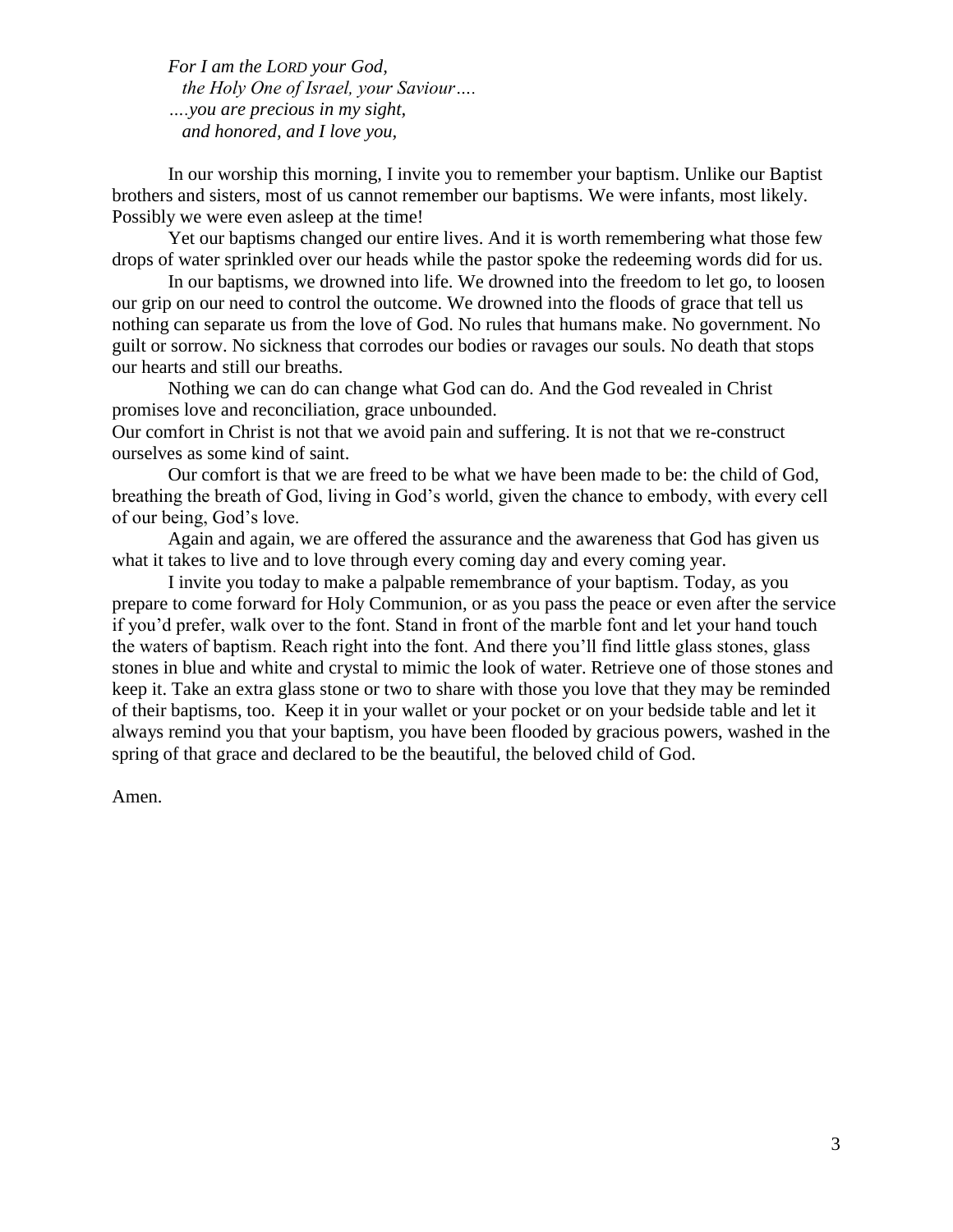*For I am the LORD your God,*
*the Holy One of Israel, your Saviour….*
*….you are precious in my sight,*
*and honored, and I love you,*

In our worship this morning, I invite you to remember your baptism. Unlike our Baptist brothers and sisters, most of us cannot remember our baptisms. We were infants, most likely. Possibly we were even asleep at the time!

Yet our baptisms changed our entire lives. And it is worth remembering what those few drops of water sprinkled over our heads while the pastor spoke the redeeming words did for us.

In our baptisms, we drowned into life. We drowned into the freedom to let go, to loosen our grip on our need to control the outcome. We drowned into the floods of grace that tell us nothing can separate us from the love of God. No rules that humans make. No government. No guilt or sorrow. No sickness that corrodes our bodies or ravages our souls. No death that stops our hearts and still our breaths.

Nothing we can do can change what God can do. And the God revealed in Christ promises love and reconciliation, grace unbounded.

Our comfort in Christ is not that we avoid pain and suffering. It is not that we re-construct ourselves as some kind of saint.

Our comfort is that we are freed to be what we have been made to be: the child of God, breathing the breath of God, living in God's world, given the chance to embody, with every cell of our being, God's love.

Again and again, we are offered the assurance and the awareness that God has given us what it takes to live and to love through every coming day and every coming year.

I invite you today to make a palpable remembrance of your baptism. Today, as you prepare to come forward for Holy Communion, or as you pass the peace or even after the service if you'd prefer, walk over to the font. Stand in front of the marble font and let your hand touch the waters of baptism. Reach right into the font. And there you'll find little glass stones, glass stones in blue and white and crystal to mimic the look of water. Retrieve one of those stones and keep it. Take an extra glass stone or two to share with those you love that they may be reminded of their baptisms, too. Keep it in your wallet or your pocket or on your bedside table and let it always remind you that your baptism, you have been flooded by gracious powers, washed in the spring of that grace and declared to be the beautiful, the beloved child of God.

Amen.